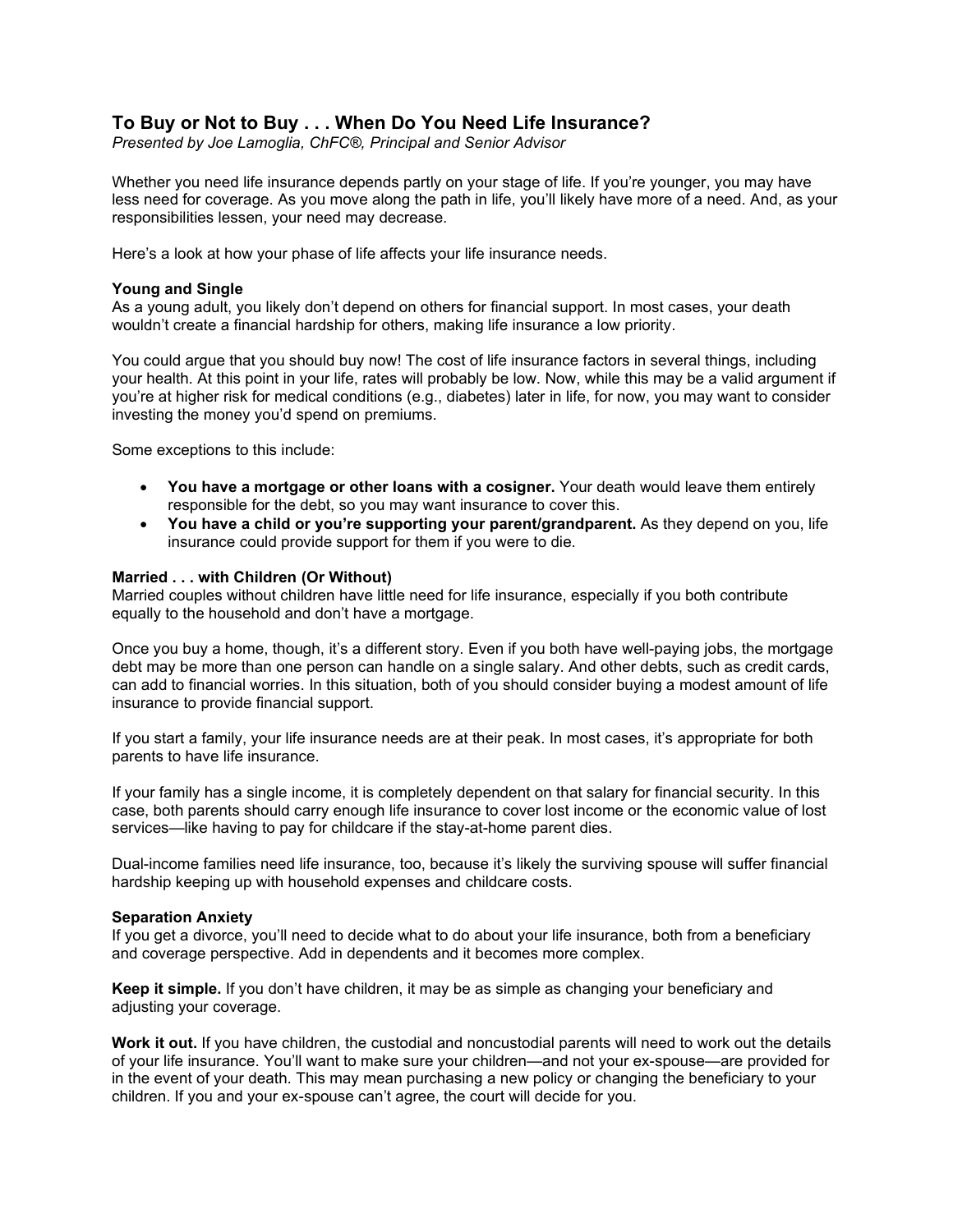## To Buy or Not to Buy . . . When Do You Need Life Insurance?

*Presented by Joe Lamoglia, ChFC®, Principal and Senior Advisor*

Whether you need life insurance depends partly on your stage of life. If you're younger, you may have less need for coverage. As you move along the path in life, you'll likely have more of a need. And, as your responsibilities lessen, your need may decrease.

Here's a look at how your phase of life affects your life insurance needs.

**Young and Single**

As a young adult, you likely don't depend on others for financial support. In most cases, your death wouldn't create a financial hardship for others, making life insurance a low priority.

You could argue that you should buy now! The cost of life insurance factors in several things, including your health. At this point in your life, rates will probably be low. Now, while this may be a valid argument if you're at higher risk for medical conditions (e.g., diabetes) later in life, for now, you may want to consider investing the money you'd spend on premiums.

Some exceptions to this include:

- **You have a mortgage or other loans with a cosigner.** Your death would leave them entirely responsible for the debt, so you may want insurance to cover this.
- **You have a child or you're supporting your parent/grandparent.** As they depend on you, life insurance could provide support for them if you were to die.

**Married . . . with Children (Or Without)**

Married couples without children have little need for life insurance, especially if you both contribute equally to the household and don't have a mortgage.

Once you buy a home, though, it's a different story. Even if you both have well-paying jobs, the mortgage debt may be more than one person can handle on a single salary. And other debts, such as credit cards, can add to financial worries. In this situation, both of you should consider buying a modest amount of life insurance to provide financial support.

If you start a family, your life insurance needs are at their peak. In most cases, it's appropriate for both parents to have life insurance.

If your family has a single income, it is completely dependent on that salary for financial security. In this case, both parents should carry enough life insurance to cover lost income or the economic value of lost services—like having to pay for childcare if the stay-at-home parent dies.

Dual-income families need life insurance, too, because it's likely the surviving spouse will suffer financial hardship keeping up with household expenses and childcare costs.

**Separation Anxiety**

If you get a divorce, you'll need to decide what to do about your life insurance, both from a beneficiary and coverage perspective. Add in dependents and it becomes more complex.

**Keep it simple.** If you don't have children, it may be as simple as changing your beneficiary and adjusting your coverage.

**Work it out.** If you have children, the custodial and noncustodial parents will need to work out the details of your life insurance. You'll want to make sure your children—and not your ex-spouse—are provided for in the event of your death. This may mean purchasing a new policy or changing the beneficiary to your children. If you and your ex-spouse can't agree, the court will decide for you.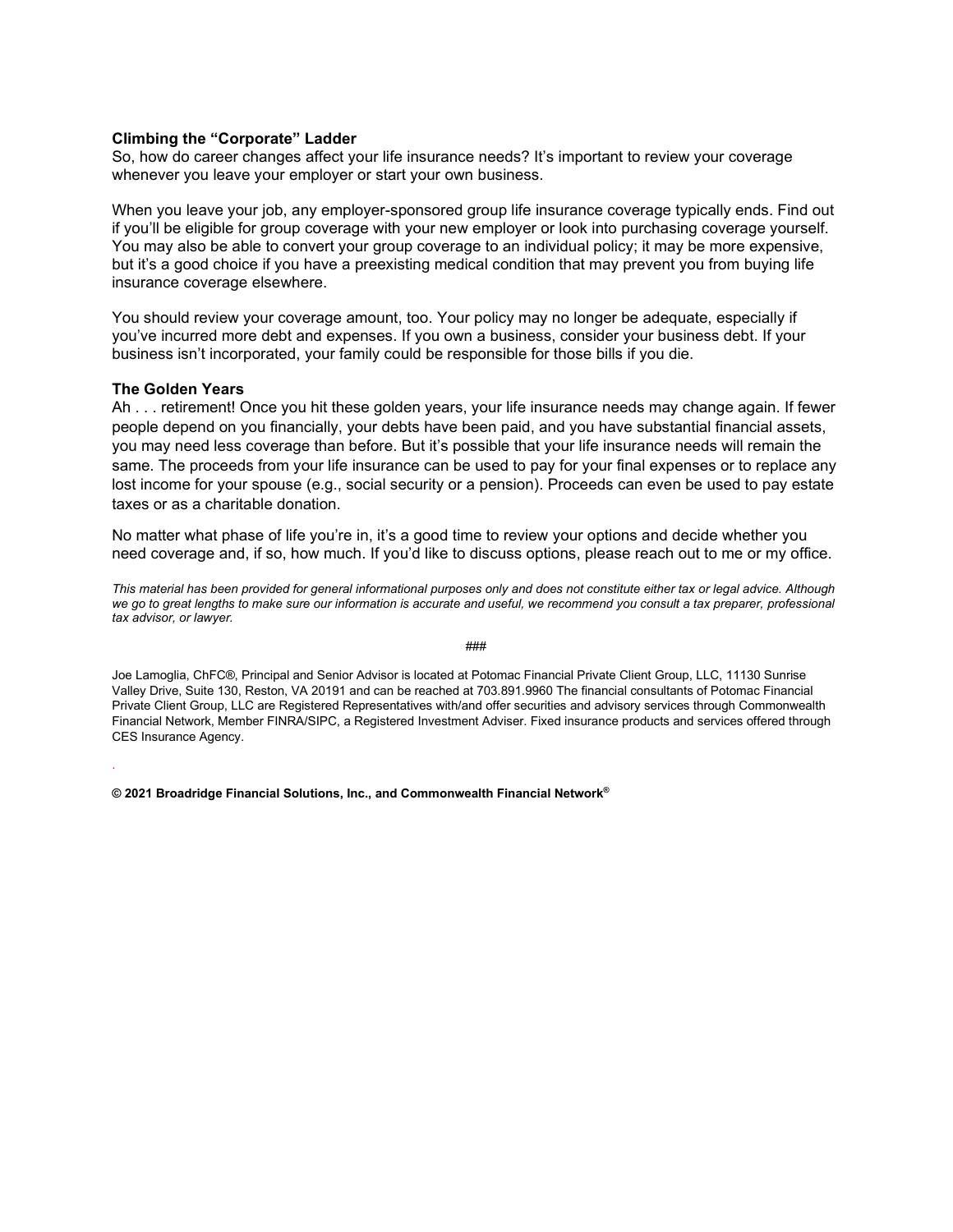## Climbing the "Corporate" Ladder

So, how do career changes affect your life insurance needs? It's important to review your coverage whenever you leave your employer or start your own business.

When you leave your job, any employer-sponsored group life insurance coverage typically ends. Find out if you'll be eligible for group coverage with your new employer or look into purchasing coverage yourself. You may also be able to convert your group coverage to an individual policy; it may be more expensive, but it's a good choice if you have a preexisting medical condition that may prevent you from buying life insurance coverage elsewhere.

You should review your coverage amount, too. Your policy may no longer be adequate, especially if you've incurred more debt and expenses. If you own a business, consider your business debt. If your business isn't incorporated, your family could be responsible for those bills if you die.

## The Golden Years

Ah . . . retirement! Once you hit these golden years, your life insurance needs may change again. If fewer people depend on you financially, your debts have been paid, and you have substantial financial assets, you may need less coverage than before. But it's possible that your life insurance needs will remain the same. The proceeds from your life insurance can be used to pay for your final expenses or to replace any lost income for your spouse (e.g., social security or a pension). Proceeds can even be used to pay estate taxes or as a charitable donation.

No matter what phase of life you're in, it's a good time to review your options and decide whether you need coverage and, if so, how much. If you'd like to discuss options, please reach out to me or my office.

*This material has been provided for general informational purposes only and does not constitute either tax or legal advice. Although we go to great lengths to make sure our information is accurate and useful, we recommend you consult a tax preparer, professional tax advisor, or lawyer.*

###

Joe Lamoglia, ChFC®, Principal and Senior Advisor is located at Potomac Financial Private Client Group, LLC, 11130 Sunrise Valley Drive, Suite 130, Reston, VA 20191 and can be reached at 703.891.9960 The financial consultants of Potomac Financial Private Client Group, LLC are Registered Representatives with/and offer securities and advisory services through Commonwealth Financial Network, Member FINRA/SIPC, a Registered Investment Adviser. Fixed insurance products and services offered through CES Insurance Agency.

**© 2021 Broadridge Financial Solutions, Inc., and Commonwealth Financial Network®**